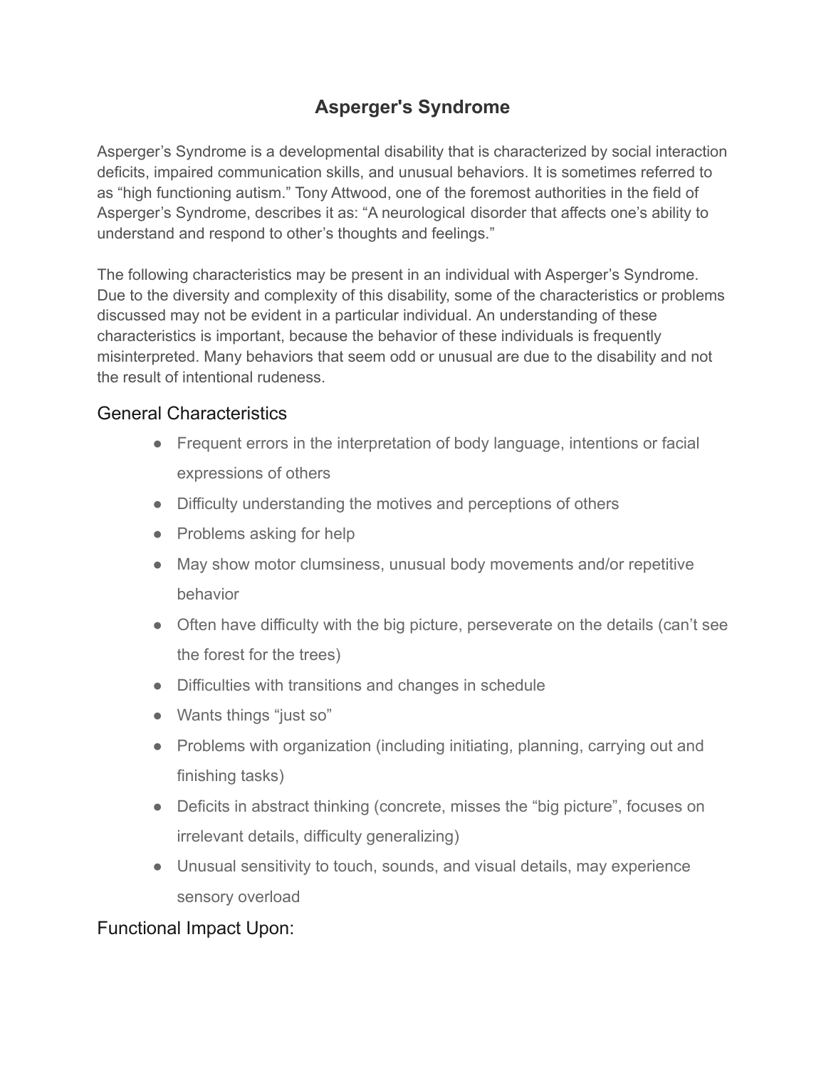# Asperger's Syndrome

Asperger's Syndrome is a developmental disability that is characterized by social interaction deficits, impaired communication skills, and unusual behaviors. It is sometimes referred to as "high functioning autism." Tony Attwood, one of the foremost authorities in the field of Asperger's Syndrome, describes it as: "A neurological disorder that affects one's ability to understand and respond to other's thoughts and feelings."

The following characteristics may be present in an individual with Asperger's Syndrome. Due to the diversity and complexity of this disability, some of the characteristics or problems discussed may not be evident in a particular individual. An understanding of these characteristics is important, because the behavior of these individuals is frequently misinterpreted. Many behaviors that seem odd or unusual are due to the disability and not the result of intentional rudeness.

## General Characteristics

- Frequent errors in the interpretation of body language, intentions or facial expressions of others
- Difficulty understanding the motives and perceptions of others
- Problems asking for help
- May show motor clumsiness, unusual body movements and/or repetitive behavior
- Often have difficulty with the big picture, perseverate on the details (can't see the forest for the trees)
- Difficulties with transitions and changes in schedule
- Wants things "just so"
- Problems with organization (including initiating, planning, carrying out and finishing tasks)
- Deficits in abstract thinking (concrete, misses the "big picture", focuses on irrelevant details, difficulty generalizing)
- Unusual sensitivity to touch, sounds, and visual details, may experience sensory overload

## Functional Impact Upon: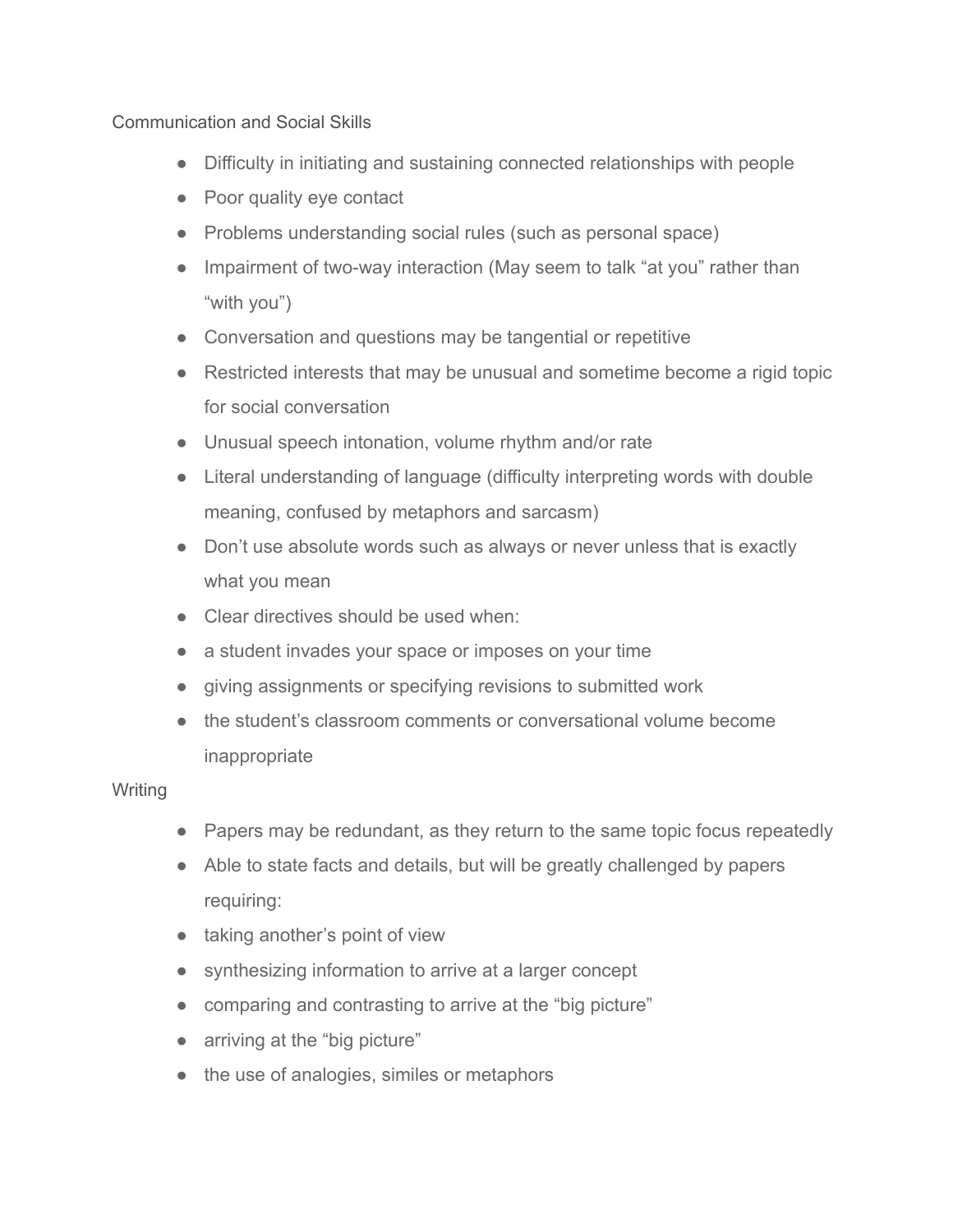Communication and Social Skills

- Difficulty in initiating and sustaining connected relationships with people
- Poor quality eye contact
- Problems understanding social rules (such as personal space)
- Impairment of two-way interaction (May seem to talk "at you" rather than "with you")
- Conversation and questions may be tangential or repetitive
- Restricted interests that may be unusual and sometime become a rigid topic for social conversation
- Unusual speech intonation, volume rhythm and/or rate
- Literal understanding of language (difficulty interpreting words with double meaning, confused by metaphors and sarcasm)
- Don't use absolute words such as always or never unless that is exactly what you mean
- Clear directives should be used when:
- a student invades your space or imposes on your time
- giving assignments or specifying revisions to submitted work
- the student's classroom comments or conversational volume become inappropriate

Writing

- Papers may be redundant, as they return to the same topic focus repeatedly
- Able to state facts and details, but will be greatly challenged by papers requiring:
- taking another's point of view
- synthesizing information to arrive at a larger concept
- comparing and contrasting to arrive at the "big picture"
- arriving at the "big picture"
- the use of analogies, similes or metaphors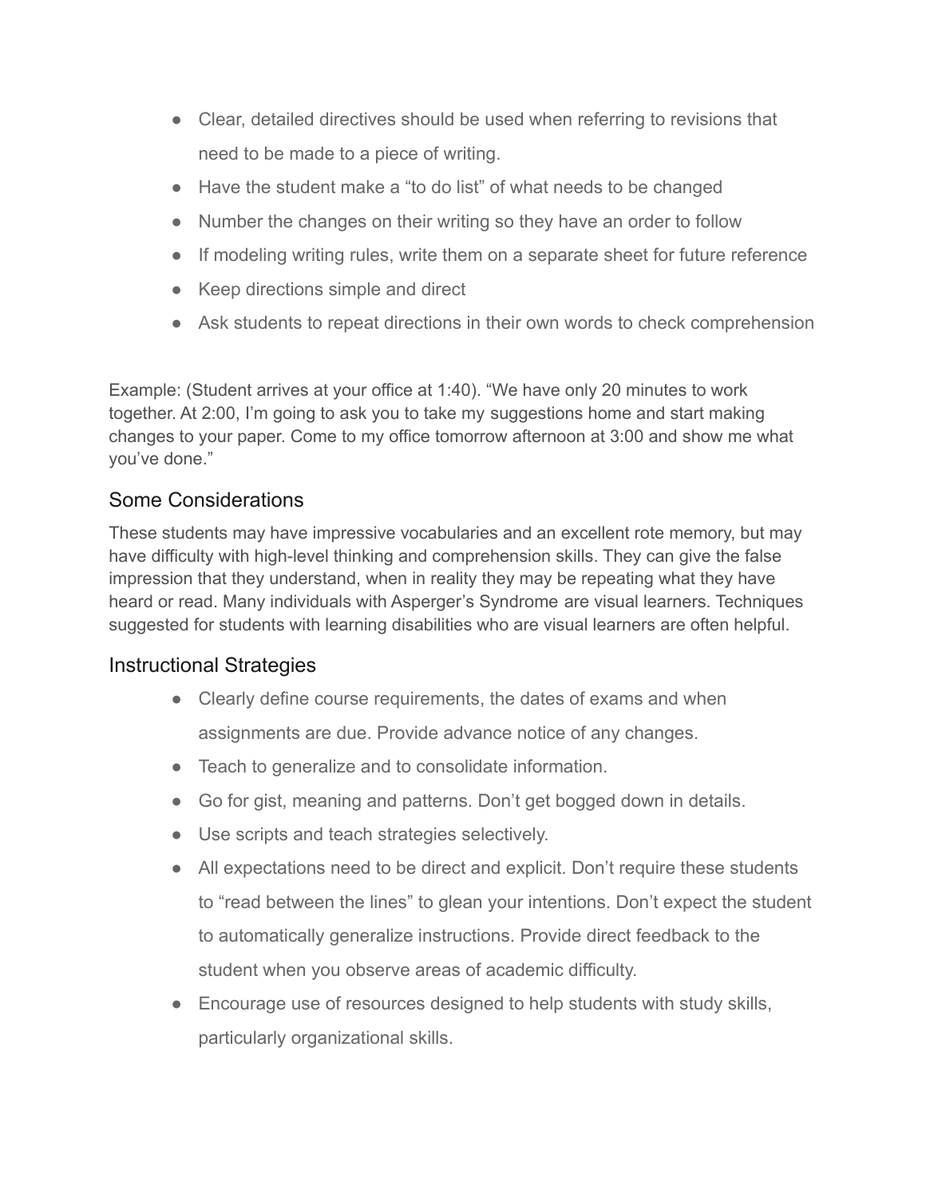- Clear, detailed directives should be used when referring to revisions that need to be made to a piece of writing.
- Have the student make a "to do list" of what needs to be changed
- Number the changes on their writing so they have an order to follow
- If modeling writing rules, write them on a separate sheet for future reference
- Keep directions simple and direct
- Ask students to repeat directions in their own words to check comprehension

Example: (Student arrives at your office at 1:40). "We have only 20 minutes to work together. At 2:00, I'm going to ask you to take my suggestions home and start making changes to your paper. Come to my office tomorrow afternoon at 3:00 and show me what you've done."

## Some Considerations

These students may have impressive vocabularies and an excellent rote memory, but may have difficulty with high-level thinking and comprehension skills. They can give the false impression that they understand, when in reality they may be repeating what they have heard or read. Many individuals with Asperger's Syndrome are visual learners. Techniques suggested for students with learning disabilities who are visual learners are often helpful.

## Instructional Strategies

- Clearly define course requirements, the dates of exams and when assignments are due. Provide advance notice of any changes.
- Teach to generalize and to consolidate information.
- Go for gist, meaning and patterns. Don't get bogged down in details.
- Use scripts and teach strategies selectively.
- All expectations need to be direct and explicit. Don't require these students to "read between the lines" to glean your intentions. Don't expect the student to automatically generalize instructions. Provide direct feedback to the student when you observe areas of academic difficulty.
- Encourage use of resources designed to help students with study skills, particularly organizational skills.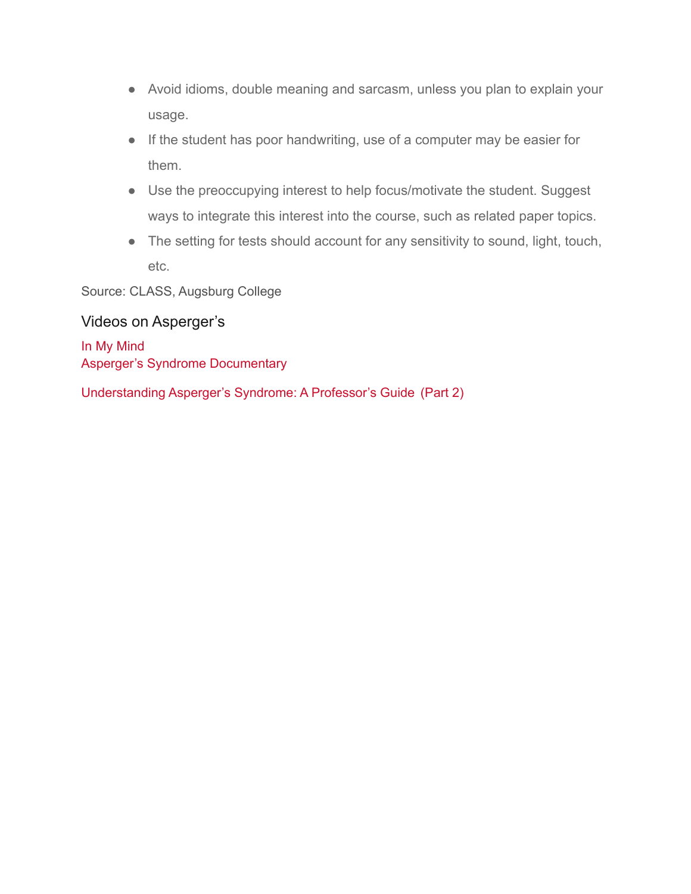- Avoid idioms, double meaning and sarcasm, unless you plan to explain your usage.
- If the student has poor handwriting, use of a computer may be easier for them.
- Use the preoccupying interest to help focus/motivate the student. Suggest ways to integrate this interest into the course, such as related paper topics.
- The setting for tests should account for any sensitivity to sound, light, touch, etc.

Source: CLASS, Augsburg College

## Videos on Asperger's

In My Mind
Asperger's Syndrome Documentary

Understanding Asperger's Syndrome: A Professor's Guide (Part 2)